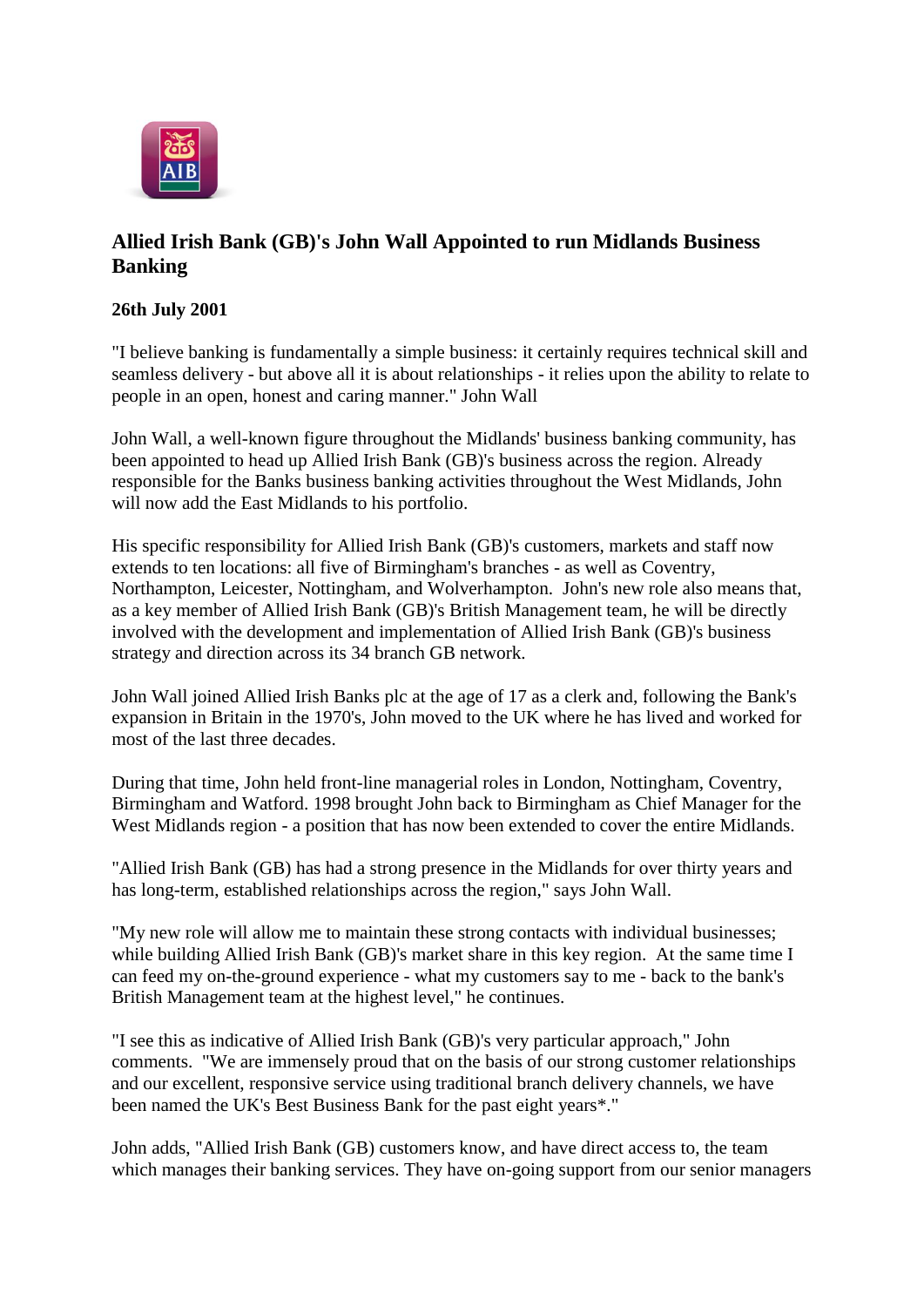# Allied Irish Bank (GB)'s John Wall Appointed to run Midlands Business Banking

**26th July 2001**

"I believe banking is fundamentally a simple business: it certainly requires technical skill and seamless delivery - but above all it is about relationships - it relies upon the ability to relate to people in an open, honest and caring manner." John Wall

John Wall, a well-known figure throughout the Midlands' business banking community, has been appointed to head up Allied Irish Bank (GB)'s business across the region. Already responsible for the Banks business banking activities throughout the West Midlands, John will now add the East Midlands to his portfolio.

His specific responsibility for Allied Irish Bank (GB)'s customers, markets and staff now extends to ten locations: all five of Birmingham's branches - as well as Coventry, Northampton, Leicester, Nottingham, and Wolverhampton. John's new role also means that, as a key member of Allied Irish Bank (GB)'s British Management team, he will be directly involved with the development and implementation of Allied Irish Bank (GB)'s business strategy and direction across its 34 branch GB network.

John Wall joined Allied Irish Banks plc at the age of 17 as a clerk and, following the Bank's expansion in Britain in the 1970's, John moved to the UK where he has lived and worked for most of the last three decades.

During that time, John held front-line managerial roles in London, Nottingham, Coventry, Birmingham and Watford. 1998 brought John back to Birmingham as Chief Manager for the West Midlands region - a position that has now been extended to cover the entire Midlands.

"Allied Irish Bank (GB) has had a strong presence in the Midlands for over thirty years and has long-term, established relationships across the region," says John Wall.

"My new role will allow me to maintain these strong contacts with individual businesses; while building Allied Irish Bank (GB)'s market share in this key region. At the same time I can feed my on-the-ground experience - what my customers say to me - back to the bank's British Management team at the highest level," he continues.

"I see this as indicative of Allied Irish Bank (GB)'s very particular approach," John comments. "We are immensely proud that on the basis of our strong customer relationships and our excellent, responsive service using traditional branch delivery channels, we have been named the UK's Best Business Bank for the past eight years*."

John adds, "Allied Irish Bank (GB) customers know, and have direct access to, the team which manages their banking services. They have on-going support from our senior managers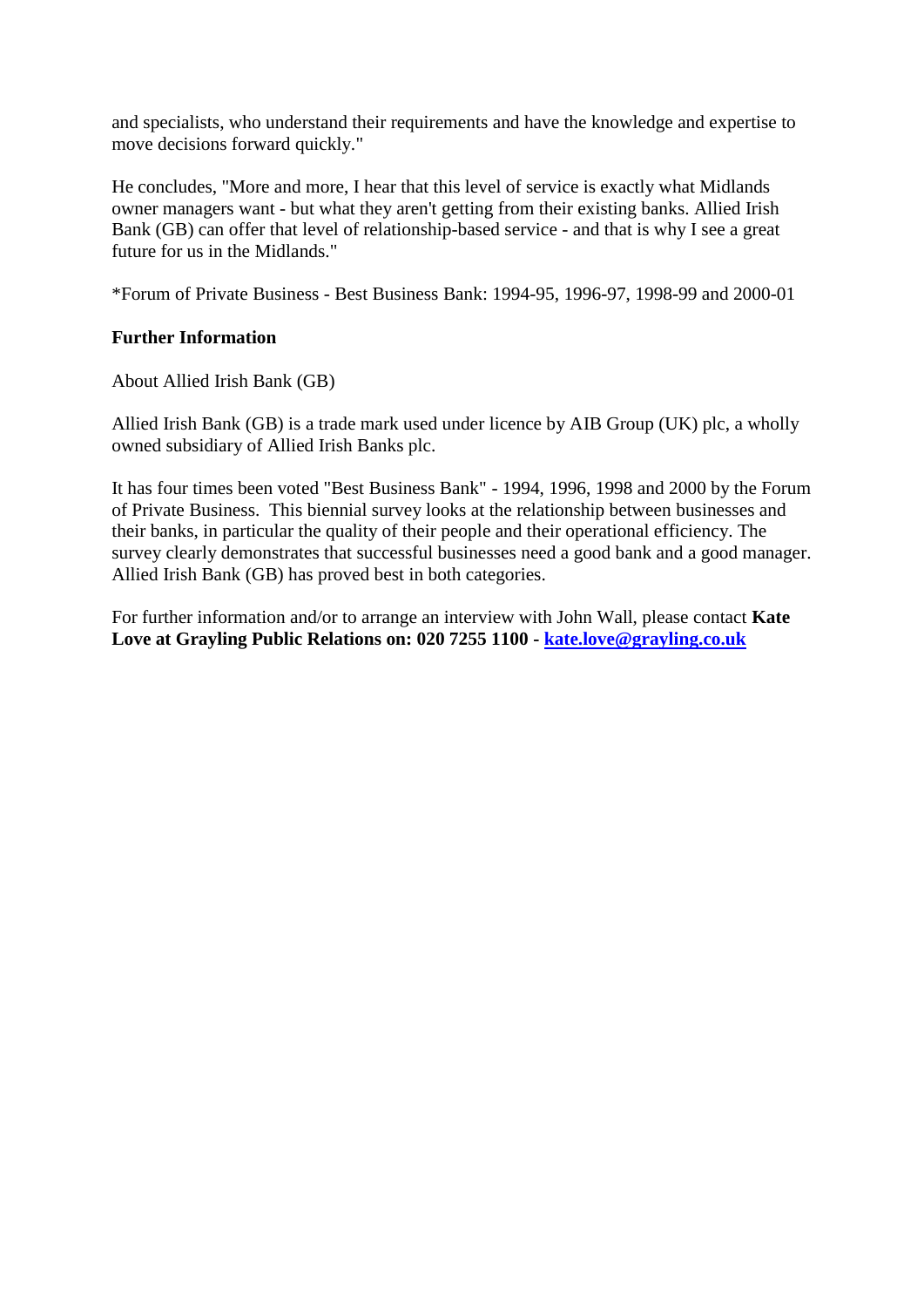and specialists, who understand their requirements and have the knowledge and expertise to move decisions forward quickly."

He concludes, "More and more, I hear that this level of service is exactly what Midlands owner managers want - but what they aren't getting from their existing banks. Allied Irish Bank (GB) can offer that level of relationship-based service - and that is why I see a great future for us in the Midlands."

*Forum of Private Business - Best Business Bank: 1994-95, 1996-97, 1998-99 and 2000-01

**Further Information**

About Allied Irish Bank (GB)

Allied Irish Bank (GB) is a trade mark used under licence by AIB Group (UK) plc, a wholly owned subsidiary of Allied Irish Banks plc.

It has four times been voted "Best Business Bank" - 1994, 1996, 1998 and 2000 by the Forum of Private Business. This biennial survey looks at the relationship between businesses and their banks, in particular the quality of their people and their operational efficiency. The survey clearly demonstrates that successful businesses need a good bank and a good manager. Allied Irish Bank (GB) has proved best in both categories.

For further information and/or to arrange an interview with John Wall, please contact **Kate Love at Grayling Public Relations on: 020 7255 1100 - kate.love@grayling.co.uk**